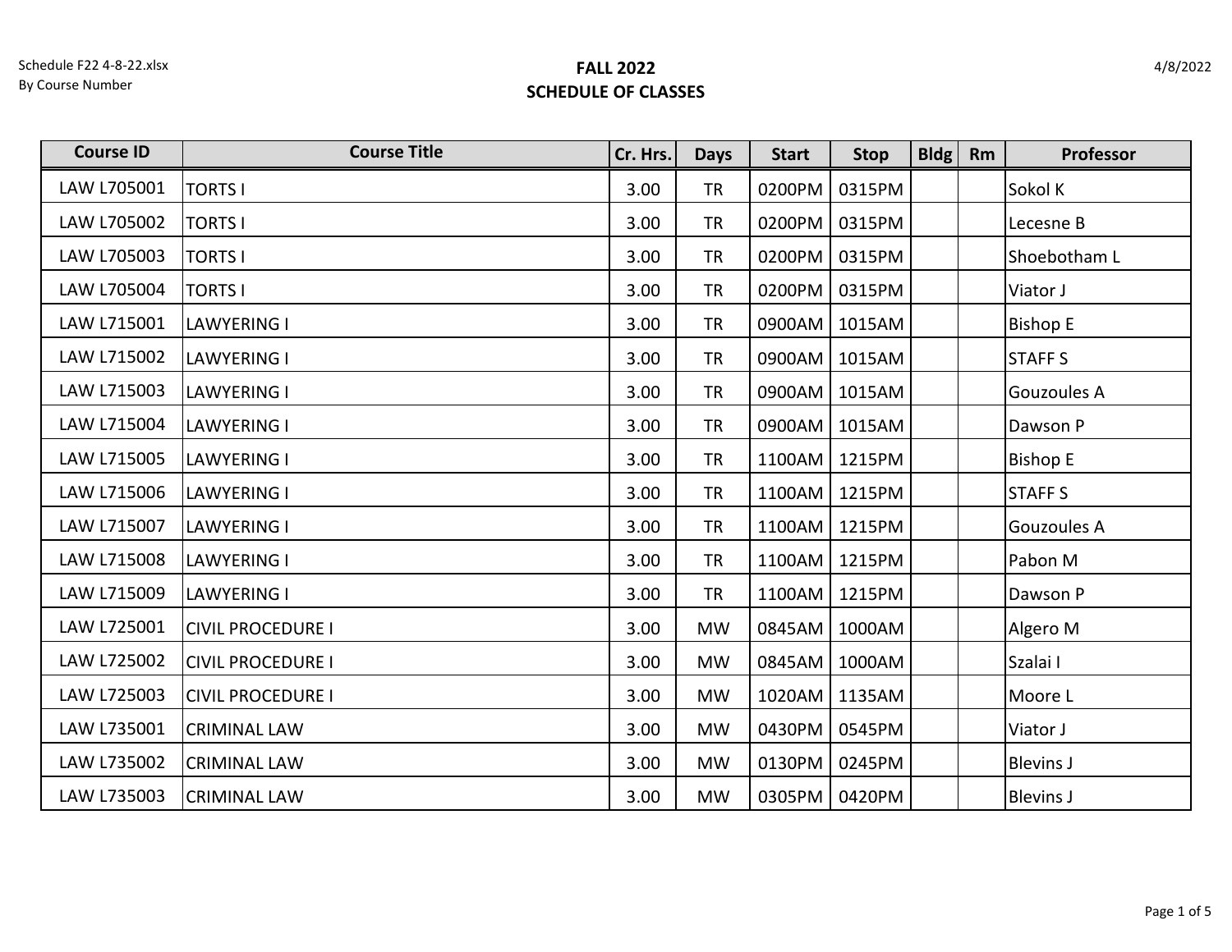Schedule F22 4-8-22.xlsx
By Course Number

4/8/2022

# FALL 2022
# SCHEDULE OF CLASSES

| Course ID | Course Title | Cr. Hrs. | Days | Start | Stop | Bldg | Rm | Professor |
|---|---|---|---|---|---|---|---|---|
| LAW L705001 | TORTS I | 3.00 | TR | 0200PM | 0315PM | | | Sokol K |
| LAW L705002 | TORTS I | 3.00 | TR | 0200PM | 0315PM | | | Lecesne B |
| LAW L705003 | TORTS I | 3.00 | TR | 0200PM | 0315PM | | | Shoebotham L |
| LAW L705004 | TORTS I | 3.00 | TR | 0200PM | 0315PM | | | Viator J |
| LAW L715001 | LAWYERING I | 3.00 | TR | 0900AM | 1015AM | | | Bishop E |
| LAW L715002 | LAWYERING I | 3.00 | TR | 0900AM | 1015AM | | | STAFF S |
| LAW L715003 | LAWYERING I | 3.00 | TR | 0900AM | 1015AM | | | Gouzoules A |
| LAW L715004 | LAWYERING I | 3.00 | TR | 0900AM | 1015AM | | | Dawson P |
| LAW L715005 | LAWYERING I | 3.00 | TR | 1100AM | 1215PM | | | Bishop E |
| LAW L715006 | LAWYERING I | 3.00 | TR | 1100AM | 1215PM | | | STAFF S |
| LAW L715007 | LAWYERING I | 3.00 | TR | 1100AM | 1215PM | | | Gouzoules A |
| LAW L715008 | LAWYERING I | 3.00 | TR | 1100AM | 1215PM | | | Pabon M |
| LAW L715009 | LAWYERING I | 3.00 | TR | 1100AM | 1215PM | | | Dawson P |
| LAW L725001 | CIVIL PROCEDURE I | 3.00 | MW | 0845AM | 1000AM | | | Algero M |
| LAW L725002 | CIVIL PROCEDURE I | 3.00 | MW | 0845AM | 1000AM | | | Szalai I |
| LAW L725003 | CIVIL PROCEDURE I | 3.00 | MW | 1020AM | 1135AM | | | Moore L |
| LAW L735001 | CRIMINAL LAW | 3.00 | MW | 0430PM | 0545PM | | | Viator J |
| LAW L735002 | CRIMINAL LAW | 3.00 | MW | 0130PM | 0245PM | | | Blevins J |
| LAW L735003 | CRIMINAL LAW | 3.00 | MW | 0305PM | 0420PM | | | Blevins J |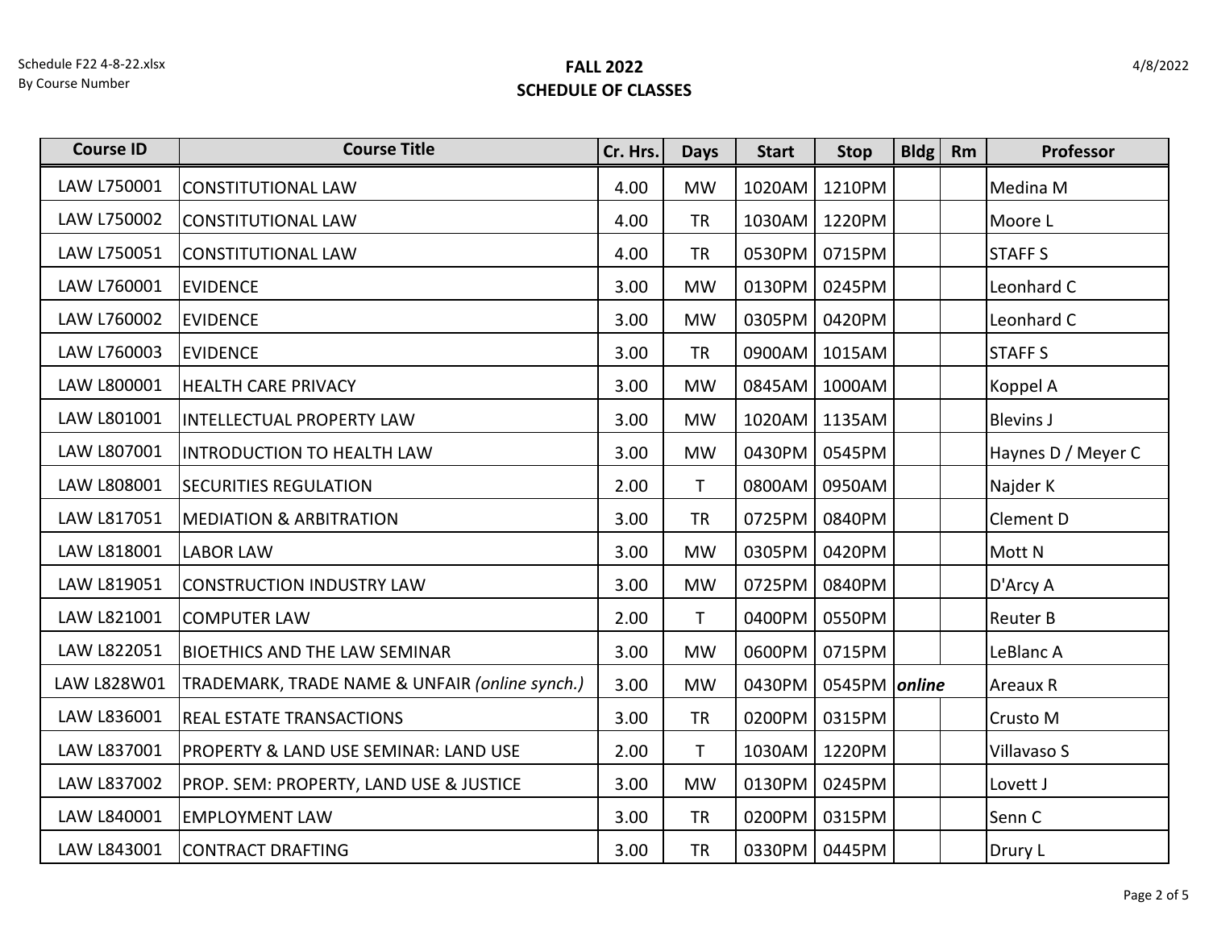**FALL 2022**
**SCHEDULE OF CLASSES**

| Course ID | Course Title | Cr. Hrs. | Days | Start | Stop | Bldg | Rm | Professor |
|---|---|---|---|---|---|---|---|---|
| LAW L750001 | CONSTITUTIONAL LAW | 4.00 | MW | 1020AM | 1210PM | | | Medina M |
| LAW L750002 | CONSTITUTIONAL LAW | 4.00 | TR | 1030AM | 1220PM | | | Moore L |
| LAW L750051 | CONSTITUTIONAL LAW | 4.00 | TR | 0530PM | 0715PM | | | STAFF S |
| LAW L760001 | EVIDENCE | 3.00 | MW | 0130PM | 0245PM | | | Leonhard C |
| LAW L760002 | EVIDENCE | 3.00 | MW | 0305PM | 0420PM | | | Leonhard C |
| LAW L760003 | EVIDENCE | 3.00 | TR | 0900AM | 1015AM | | | STAFF S |
| LAW L800001 | HEALTH CARE PRIVACY | 3.00 | MW | 0845AM | 1000AM | | | Koppel A |
| LAW L801001 | INTELLECTUAL PROPERTY LAW | 3.00 | MW | 1020AM | 1135AM | | | Blevins J |
| LAW L807001 | INTRODUCTION TO HEALTH LAW | 3.00 | MW | 0430PM | 0545PM | | | Haynes D / Meyer C |
| LAW L808001 | SECURITIES REGULATION | 2.00 | T | 0800AM | 0950AM | | | Najder K |
| LAW L817051 | MEDIATION & ARBITRATION | 3.00 | TR | 0725PM | 0840PM | | | Clement D |
| LAW L818001 | LABOR LAW | 3.00 | MW | 0305PM | 0420PM | | | Mott N |
| LAW L819051 | CONSTRUCTION INDUSTRY LAW | 3.00 | MW | 0725PM | 0840PM | | | D'Arcy A |
| LAW L821001 | COMPUTER LAW | 2.00 | T | 0400PM | 0550PM | | | Reuter B |
| LAW L822051 | BIOETHICS AND THE LAW SEMINAR | 3.00 | MW | 0600PM | 0715PM | | | LeBlanc A |
| LAW L828W01 | TRADEMARK, TRADE NAME & UNFAIR *(online synch.)* | 3.00 | MW | 0430PM | 0545PM | ***online*** | | Areaux R |
| LAW L836001 | REAL ESTATE TRANSACTIONS | 3.00 | TR | 0200PM | 0315PM | | | Crusto M |
| LAW L837001 | PROPERTY & LAND USE SEMINAR: LAND USE | 2.00 | T | 1030AM | 1220PM | | | Villavaso S |
| LAW L837002 | PROP. SEM: PROPERTY, LAND USE & JUSTICE | 3.00 | MW | 0130PM | 0245PM | | | Lovett J |
| LAW L840001 | EMPLOYMENT LAW | 3.00 | TR | 0200PM | 0315PM | | | Senn C |
| LAW L843001 | CONTRACT DRAFTING | 3.00 | TR | 0330PM | 0445PM | | | Drury L |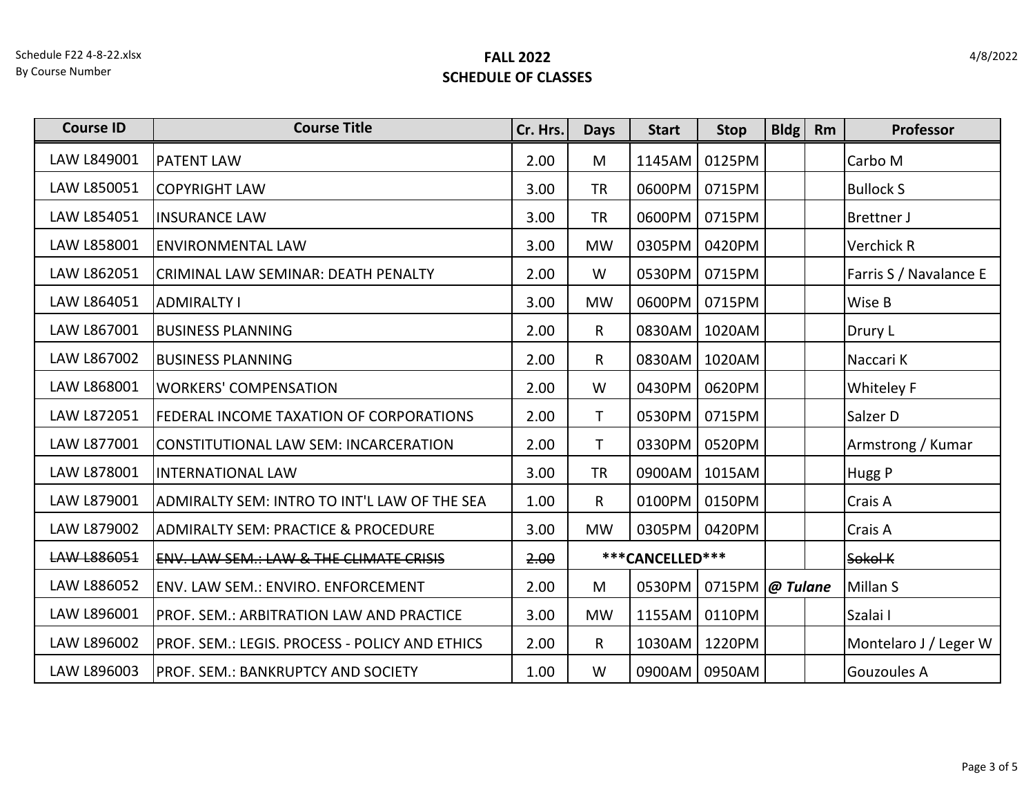Schedule F22 4-8-22.xlsx
By Course Number

4/8/2022

# FALL 2022
## SCHEDULE OF CLASSES

| Course ID | Course Title | Cr. Hrs. | Days | Start | Stop | Bldg | Rm | Professor |
|---|---|---|---|---|---|---|---|---|
| LAW L849001 | PATENT LAW | 2.00 | M | 1145AM | 0125PM | | | Carbo M |
| LAW L850051 | COPYRIGHT LAW | 3.00 | TR | 0600PM | 0715PM | | | Bullock S |
| LAW L854051 | INSURANCE LAW | 3.00 | TR | 0600PM | 0715PM | | | Brettner J |
| LAW L858001 | ENVIRONMENTAL LAW | 3.00 | MW | 0305PM | 0420PM | | | Verchick R |
| LAW L862051 | CRIMINAL LAW SEMINAR: DEATH PENALTY | 2.00 | W | 0530PM | 0715PM | | | Farris S / Navalance E |
| LAW L864051 | ADMIRALTY I | 3.00 | MW | 0600PM | 0715PM | | | Wise B |
| LAW L867001 | BUSINESS PLANNING | 2.00 | R | 0830AM | 1020AM | | | Drury L |
| LAW L867002 | BUSINESS PLANNING | 2.00 | R | 0830AM | 1020AM | | | Naccari K |
| LAW L868001 | WORKERS' COMPENSATION | 2.00 | W | 0430PM | 0620PM | | | Whiteley F |
| LAW L872051 | FEDERAL INCOME TAXATION OF CORPORATIONS | 2.00 | T | 0530PM | 0715PM | | | Salzer D |
| LAW L877001 | CONSTITUTIONAL LAW SEM: INCARCERATION | 2.00 | T | 0330PM | 0520PM | | | Armstrong / Kumar |
| LAW L878001 | INTERNATIONAL LAW | 3.00 | TR | 0900AM | 1015AM | | | Hugg P |
| LAW L879001 | ADMIRALTY SEM: INTRO TO INT'L LAW OF THE SEA | 1.00 | R | 0100PM | 0150PM | | | Crais A |
| LAW L879002 | ADMIRALTY SEM: PRACTICE & PROCEDURE | 3.00 | MW | 0305PM | 0420PM | | | Crais A |
| ~~LAW L886051~~ | ~~ENV. LAW SEM.: LAW & THE CLIMATE CRISIS~~ | ~~2.00~~ | ***CANCELLED*** | | | | | ~~Sokol K~~ |
| LAW L886052 | ENV. LAW SEM.: ENVIRO. ENFORCEMENT | 2.00 | M | 0530PM | 0715PM | ***@ Tulane*** | | Millan S |
| LAW L896001 | PROF. SEM.: ARBITRATION LAW AND PRACTICE | 3.00 | MW | 1155AM | 0110PM | | | Szalai I |
| LAW L896002 | PROF. SEM.: LEGIS. PROCESS - POLICY AND ETHICS | 2.00 | R | 1030AM | 1220PM | | | Montelaro J / Leger W |
| LAW L896003 | PROF. SEM.: BANKRUPTCY AND SOCIETY | 1.00 | W | 0900AM | 0950AM | | | Gouzoules A |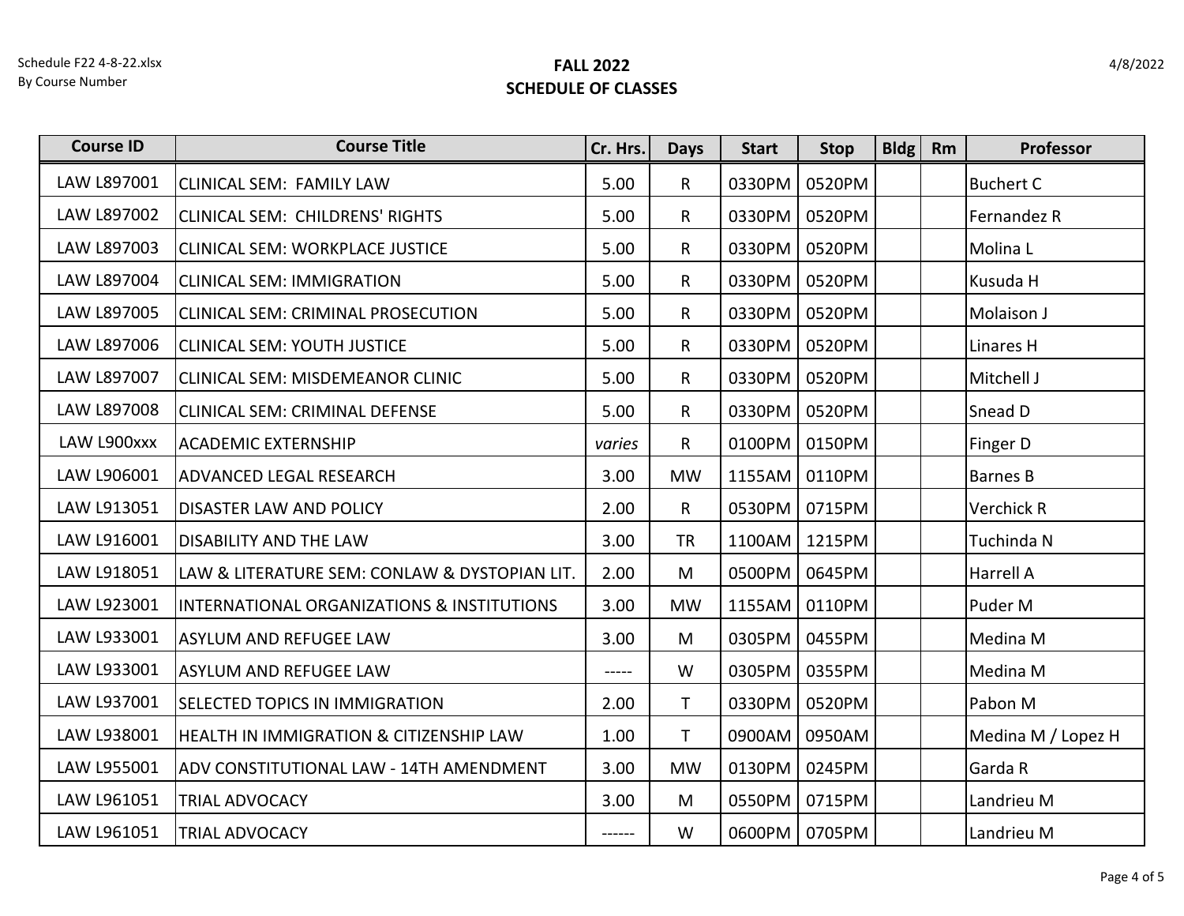**FALL 2022**
**SCHEDULE OF CLASSES**

| Course ID | Course Title | Cr. Hrs. | Days | Start | Stop | Bldg | Rm | Professor |
|---|---|---|---|---|---|---|---|---|
| LAW L897001 | CLINICAL SEM: FAMILY LAW | 5.00 | R | 0330PM | 0520PM | | | Buchert C |
| LAW L897002 | CLINICAL SEM: CHILDRENS' RIGHTS | 5.00 | R | 0330PM | 0520PM | | | Fernandez R |
| LAW L897003 | CLINICAL SEM: WORKPLACE JUSTICE | 5.00 | R | 0330PM | 0520PM | | | Molina L |
| LAW L897004 | CLINICAL SEM: IMMIGRATION | 5.00 | R | 0330PM | 0520PM | | | Kusuda H |
| LAW L897005 | CLINICAL SEM: CRIMINAL PROSECUTION | 5.00 | R | 0330PM | 0520PM | | | Molaison J |
| LAW L897006 | CLINICAL SEM: YOUTH JUSTICE | 5.00 | R | 0330PM | 0520PM | | | Linares H |
| LAW L897007 | CLINICAL SEM: MISDEMEANOR CLINIC | 5.00 | R | 0330PM | 0520PM | | | Mitchell J |
| LAW L897008 | CLINICAL SEM: CRIMINAL DEFENSE | 5.00 | R | 0330PM | 0520PM | | | Snead D |
| LAW L900xxx | ACADEMIC EXTERNSHIP | *varies* | R | 0100PM | 0150PM | | | Finger D |
| LAW L906001 | ADVANCED LEGAL RESEARCH | 3.00 | MW | 1155AM | 0110PM | | | Barnes B |
| LAW L913051 | DISASTER LAW AND POLICY | 2.00 | R | 0530PM | 0715PM | | | Verchick R |
| LAW L916001 | DISABILITY AND THE LAW | 3.00 | TR | 1100AM | 1215PM | | | Tuchinda N |
| LAW L918051 | LAW & LITERATURE SEM: CONLAW & DYSTOPIAN LIT. | 2.00 | M | 0500PM | 0645PM | | | Harrell A |
| LAW L923001 | INTERNATIONAL ORGANIZATIONS & INSTITUTIONS | 3.00 | MW | 1155AM | 0110PM | | | Puder M |
| LAW L933001 | ASYLUM AND REFUGEE LAW | 3.00 | M | 0305PM | 0455PM | | | Medina M |
| LAW L933001 | ASYLUM AND REFUGEE LAW | ----- | W | 0305PM | 0355PM | | | Medina M |
| LAW L937001 | SELECTED TOPICS IN IMMIGRATION | 2.00 | T | 0330PM | 0520PM | | | Pabon M |
| LAW L938001 | HEALTH IN IMMIGRATION & CITIZENSHIP LAW | 1.00 | T | 0900AM | 0950AM | | | Medina M / Lopez H |
| LAW L955001 | ADV CONSTITUTIONAL LAW - 14TH AMENDMENT | 3.00 | MW | 0130PM | 0245PM | | | Garda R |
| LAW L961051 | TRIAL ADVOCACY | 3.00 | M | 0550PM | 0715PM | | | Landrieu M |
| LAW L961051 | TRIAL ADVOCACY | ------ | W | 0600PM | 0705PM | | | Landrieu M |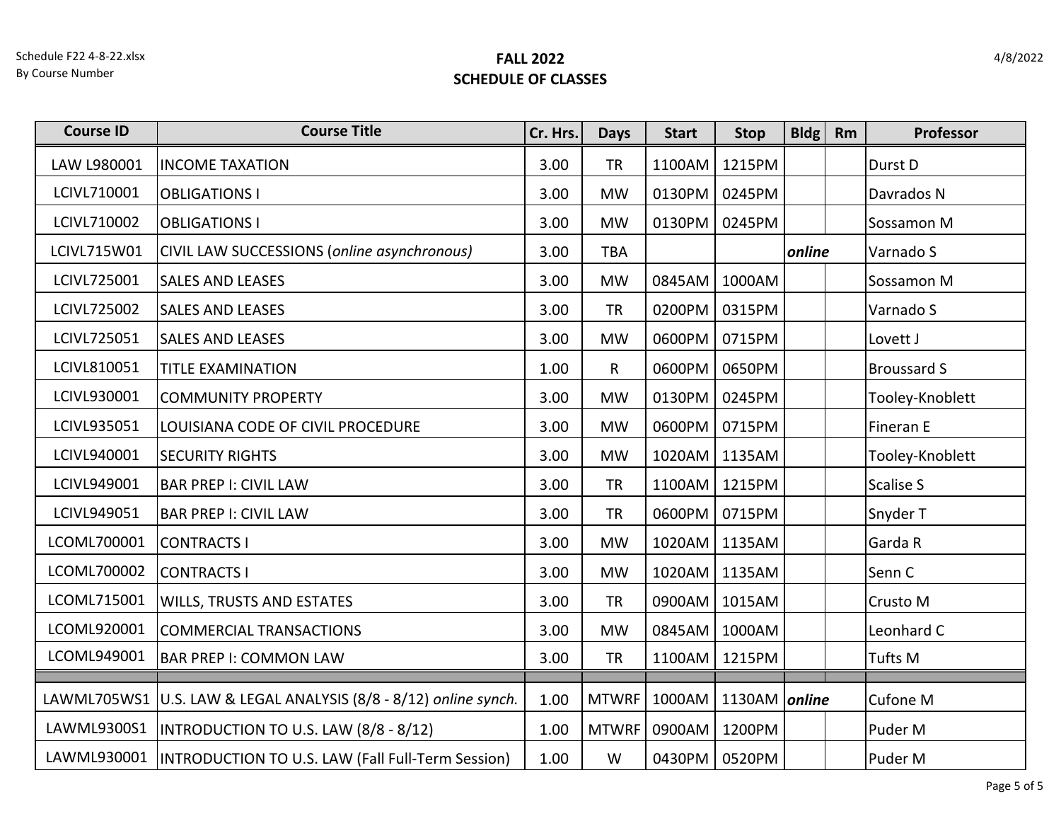**FALL 2022**
**SCHEDULE OF CLASSES**

| Course ID | Course Title | Cr. Hrs. | Days | Start | Stop | Bldg | Rm | Professor |
|---|---|---|---|---|---|---|---|---|
| LAW L980001 | INCOME TAXATION | 3.00 | TR | 1100AM | 1215PM | | | Durst D |
| LCIVL710001 | OBLIGATIONS I | 3.00 | MW | 0130PM | 0245PM | | | Davrados N |
| LCIVL710002 | OBLIGATIONS I | 3.00 | MW | 0130PM | 0245PM | | | Sossamon M |
| LCIVL715W01 | CIVIL LAW SUCCESSIONS (*online asynchronous*) | 3.00 | TBA | | | ***online*** | | Varnado S |
| LCIVL725001 | SALES AND LEASES | 3.00 | MW | 0845AM | 1000AM | | | Sossamon M |
| LCIVL725002 | SALES AND LEASES | 3.00 | TR | 0200PM | 0315PM | | | Varnado S |
| LCIVL725051 | SALES AND LEASES | 3.00 | MW | 0600PM | 0715PM | | | Lovett J |
| LCIVL810051 | TITLE EXAMINATION | 1.00 | R | 0600PM | 0650PM | | | Broussard S |
| LCIVL930001 | COMMUNITY PROPERTY | 3.00 | MW | 0130PM | 0245PM | | | Tooley-Knoblett |
| LCIVL935051 | LOUISIANA CODE OF CIVIL PROCEDURE | 3.00 | MW | 0600PM | 0715PM | | | Fineran E |
| LCIVL940001 | SECURITY RIGHTS | 3.00 | MW | 1020AM | 1135AM | | | Tooley-Knoblett |
| LCIVL949001 | BAR PREP I: CIVIL LAW | 3.00 | TR | 1100AM | 1215PM | | | Scalise S |
| LCIVL949051 | BAR PREP I: CIVIL LAW | 3.00 | TR | 0600PM | 0715PM | | | Snyder T |
| LCOML700001 | CONTRACTS I | 3.00 | MW | 1020AM | 1135AM | | | Garda R |
| LCOML700002 | CONTRACTS I | 3.00 | MW | 1020AM | 1135AM | | | Senn C |
| LCOML715001 | WILLS, TRUSTS AND ESTATES | 3.00 | TR | 0900AM | 1015AM | | | Crusto M |
| LCOML920001 | COMMERCIAL TRANSACTIONS | 3.00 | MW | 0845AM | 1000AM | | | Leonhard C |
| LCOML949001 | BAR PREP I: COMMON LAW | 3.00 | TR | 1100AM | 1215PM | | | Tufts M |
| | | | | | | | | |
| LAWML705WS1 | U.S. LAW & LEGAL ANALYSIS (8/8 - 8/12) *online synch.* | 1.00 | MTWRF | 1000AM | 1130AM | ***online*** | | Cufone M |
| LAWML9300S1 | INTRODUCTION TO U.S. LAW (8/8 - 8/12) | 1.00 | MTWRF | 0900AM | 1200PM | | | Puder M |
| LAWML930001 | INTRODUCTION TO U.S. LAW (Fall Full-Term Session) | 1.00 | W | 0430PM | 0520PM | | | Puder M |